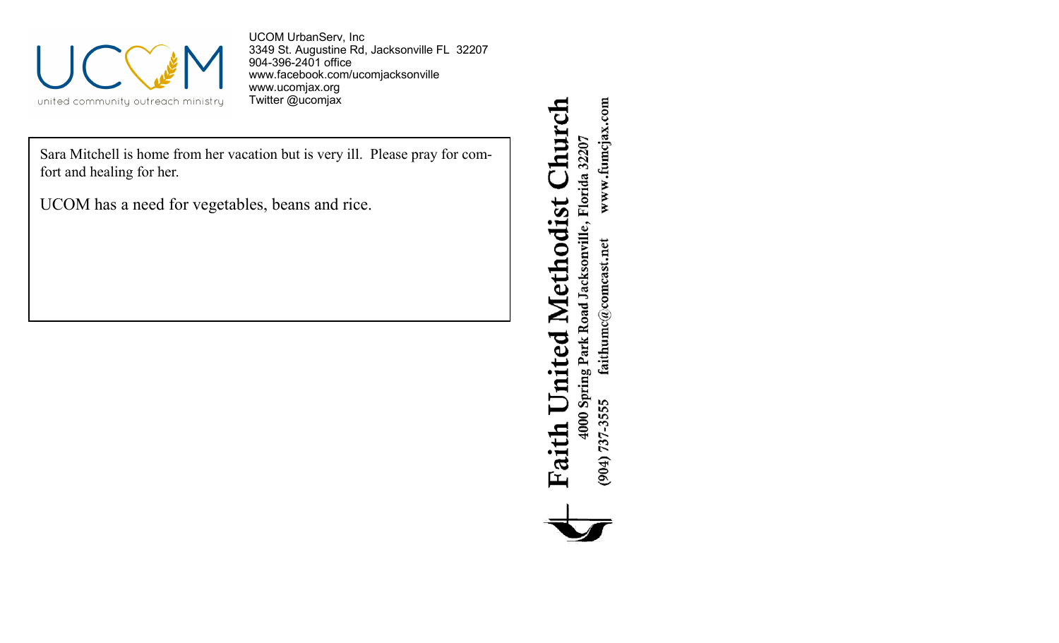UCOM

united community outreach ministry

UCOM UrbanServ, Inc
3349 St. Augustine Rd, Jacksonville FL 32207
904-396-2401 office
www.facebook.com/ucomjacksonville
www.ucomjax.org
Twitter @ucomjax

Sara Mitchell is home from her vacation but is very ill. Please pray for comfort and healing for her.

UCOM has a need for vegetables, beans and rice.

# Faith United Methodist Church

**4000 Spring Park Road Jacksonville, Florida 32207**

**(904) 737-3555 faithumc@comcast.net www.fumcjax.com**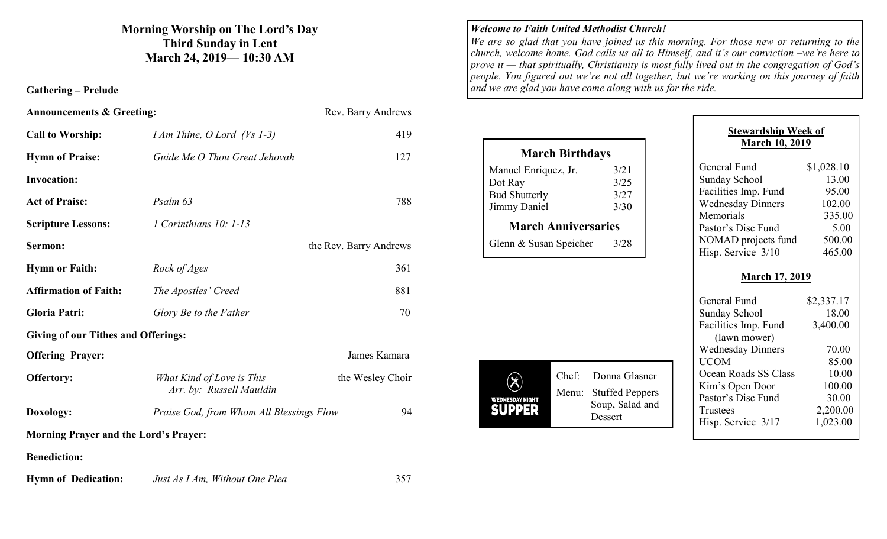# Morning Worship on The Lord's Day
## Third Sunday in Lent
## March 24, 2019— 10:30 AM

**Gathering – Prelude**

| | | |
|---|---|---|
| **Announcements & Greeting:** | | Rev. Barry Andrews |
| **Call to Worship:** | *I Am Thine, O Lord (Vs 1-3)* | 419 |
| **Hymn of Praise:** | *Guide Me O Thou Great Jehovah* | 127 |
| **Invocation:** | | |
| **Act of Praise:** | *Psalm 63* | 788 |
| **Scripture Lessons:** | *1 Corinthians 10: 1-13* | |
| **Sermon:** | | the Rev. Barry Andrews |
| **Hymn or Faith:** | *Rock of Ages* | 361 |
| **Affirmation of Faith:** | *The Apostles' Creed* | 881 |
| **Gloria Patri:** | *Glory Be to the Father* | 70 |
| **Giving of our Tithes and Offerings:** | | |
| **Offering Prayer:** | | James Kamara |
| **Offertory:** | *What Kind of Love is This* *Arr. by: Russell Mauldin* | the Wesley Choir |
| **Doxology:** | *Praise God, from Whom All Blessings Flow* | 94 |
| **Morning Prayer and the Lord's Prayer:** | | |
| **Benediction:** | | |
| **Hymn of Dedication:** | *Just As I Am, Without One Plea* | 357 |

***Welcome to Faith United Methodist Church!***

*We are so glad that you have joined us this morning. For those new or returning to the church, welcome home. God calls us all to Himself, and it's our conviction –we're here to prove it — that spiritually, Christianity is most fully lived out in the congregation of God's people. You figured out we're not all together, but we're working on this journey of faith and we are glad you have come along with us for the ride.*

### March Birthdays

| | |
|---|---|
| Manuel Enriquez, Jr. | 3/21 |
| Dot Ray | 3/25 |
| Bud Shutterly | 3/27 |
| Jimmy Daniel | 3/30 |

### March Anniversaries

| | |
|---|---|
| Glenn & Susan Speicher | 3/28 |

WEDNESDAY NIGHT **SUPPER**

Chef: Donna Glasner

Menu: Stuffed Peppers Soup, Salad and Dessert

### Stewardship Week of March 10, 2019

| | |
|---|---|
| General Fund | $1,028.10 |
| Sunday School | 13.00 |
| Facilities Imp. Fund | 95.00 |
| Wednesday Dinners | 102.00 |
| Memorials | 335.00 |
| Pastor's Disc Fund | 5.00 |
| NOMAD projects fund | 500.00 |
| Hisp. Service 3/10 | 465.00 |

### March 17, 2019

| | |
|---|---|
| General Fund | $2,337.17 |
| Sunday School | 18.00 |
| Facilities Imp. Fund (lawn mower) | 3,400.00 |
| Wednesday Dinners | 70.00 |
| UCOM | 85.00 |
| Ocean Roads SS Class | 10.00 |
| Kim's Open Door | 100.00 |
| Pastor's Disc Fund | 30.00 |
| Trustees | 2,200.00 |
| Hisp. Service 3/17 | 1,023.00 |